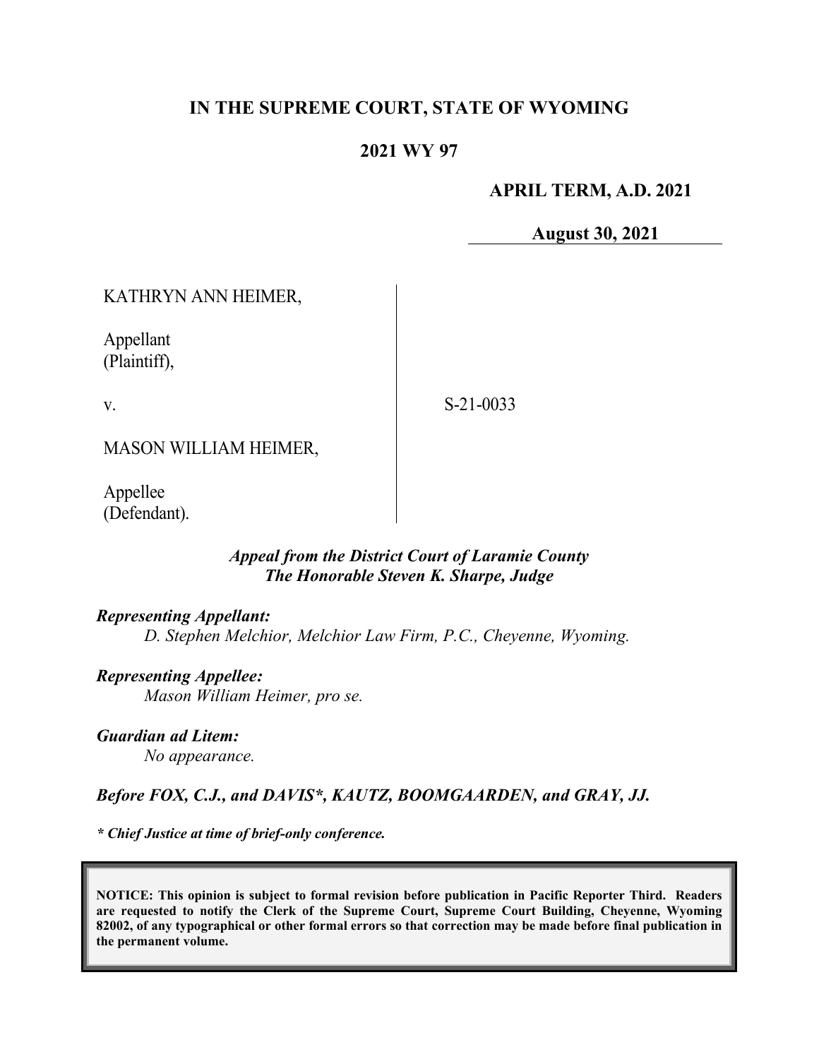**IN THE SUPREME COURT, STATE OF WYOMING**

**2021 WY 97**

**APRIL TERM, A.D. 2021**

**August 30, 2021**

KATHRYN ANN HEIMER,

Appellant
(Plaintiff),

v.

MASON WILLIAM HEIMER,

Appellee
(Defendant).

S-21-0033

***Appeal from the District Court of Laramie County***
***The Honorable Steven K. Sharpe, Judge***

***Representing Appellant:***
*D. Stephen Melchior, Melchior Law Firm, P.C., Cheyenne, Wyoming.*

***Representing Appellee:***
*Mason William Heimer, pro se.*

***Guardian ad Litem:***
*No appearance.*

***Before FOX, C.J., and DAVIS\*, KAUTZ, BOOMGAARDEN, and GRAY, JJ.***

***\* Chief Justice at time of brief-only conference.***

**NOTICE: This opinion is subject to formal revision before publication in Pacific Reporter Third. Readers are requested to notify the Clerk of the Supreme Court, Supreme Court Building, Cheyenne, Wyoming 82002, of any typographical or other formal errors so that correction may be made before final publication in the permanent volume.**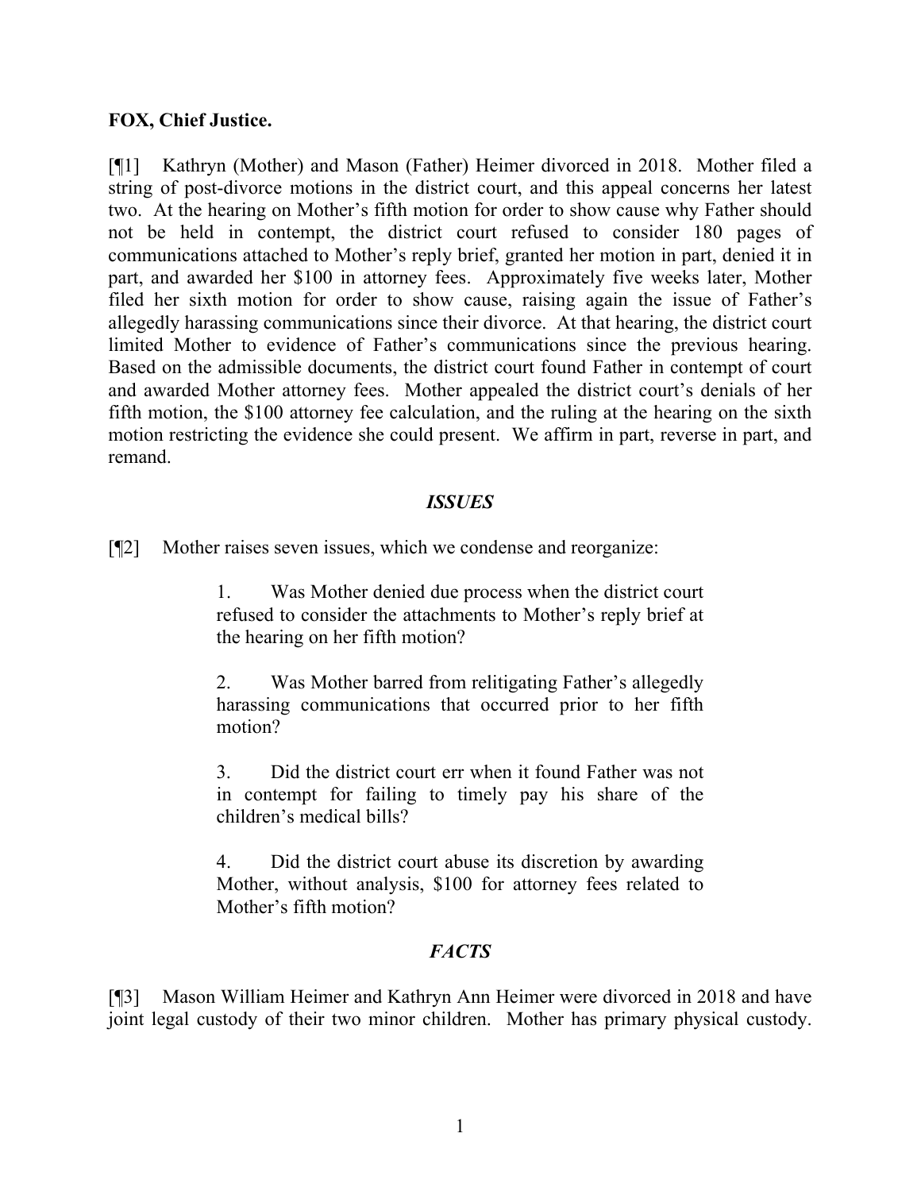**FOX, Chief Justice.**

[¶1] Kathryn (Mother) and Mason (Father) Heimer divorced in 2018. Mother filed a string of post-divorce motions in the district court, and this appeal concerns her latest two. At the hearing on Mother's fifth motion for order to show cause why Father should not be held in contempt, the district court refused to consider 180 pages of communications attached to Mother's reply brief, granted her motion in part, denied it in part, and awarded her $100 in attorney fees. Approximately five weeks later, Mother filed her sixth motion for order to show cause, raising again the issue of Father's allegedly harassing communications since their divorce. At that hearing, the district court limited Mother to evidence of Father's communications since the previous hearing. Based on the admissible documents, the district court found Father in contempt of court and awarded Mother attorney fees. Mother appealed the district court's denials of her fifth motion, the $100 attorney fee calculation, and the ruling at the hearing on the sixth motion restricting the evidence she could present. We affirm in part, reverse in part, and remand.

## *ISSUES*

[¶2] Mother raises seven issues, which we condense and reorganize:

> 1. Was Mother denied due process when the district court refused to consider the attachments to Mother's reply brief at the hearing on her fifth motion?
>
> 2. Was Mother barred from relitigating Father's allegedly harassing communications that occurred prior to her fifth motion?
>
> 3. Did the district court err when it found Father was not in contempt for failing to timely pay his share of the children's medical bills?
>
> 4. Did the district court abuse its discretion by awarding Mother, without analysis, $100 for attorney fees related to Mother's fifth motion?

## *FACTS*

[¶3] Mason William Heimer and Kathryn Ann Heimer were divorced in 2018 and have joint legal custody of their two minor children. Mother has primary physical custody.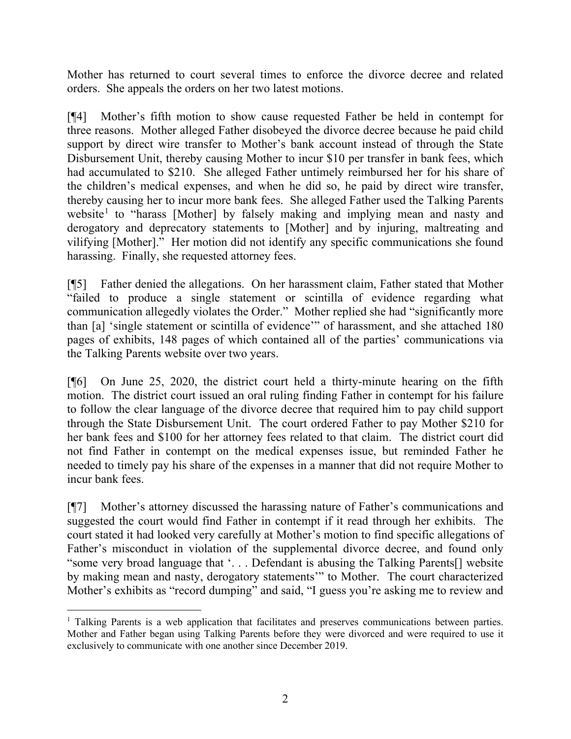Mother has returned to court several times to enforce the divorce decree and related orders. She appeals the orders on her two latest motions.

[¶4] Mother's fifth motion to show cause requested Father be held in contempt for three reasons. Mother alleged Father disobeyed the divorce decree because he paid child support by direct wire transfer to Mother's bank account instead of through the State Disbursement Unit, thereby causing Mother to incur $10 per transfer in bank fees, which had accumulated to $210. She alleged Father untimely reimbursed her for his share of the children's medical expenses, and when he did so, he paid by direct wire transfer, thereby causing her to incur more bank fees. She alleged Father used the Talking Parents website[1] to "harass [Mother] by falsely making and implying mean and nasty and derogatory and deprecatory statements to [Mother] and by injuring, maltreating and vilifying [Mother]." Her motion did not identify any specific communications she found harassing. Finally, she requested attorney fees.

[¶5] Father denied the allegations. On her harassment claim, Father stated that Mother "failed to produce a single statement or scintilla of evidence regarding what communication allegedly violates the Order." Mother replied she had "significantly more than [a] 'single statement or scintilla of evidence'" of harassment, and she attached 180 pages of exhibits, 148 pages of which contained all of the parties' communications via the Talking Parents website over two years.

[¶6] On June 25, 2020, the district court held a thirty-minute hearing on the fifth motion. The district court issued an oral ruling finding Father in contempt for his failure to follow the clear language of the divorce decree that required him to pay child support through the State Disbursement Unit. The court ordered Father to pay Mother $210 for her bank fees and $100 for her attorney fees related to that claim. The district court did not find Father in contempt on the medical expenses issue, but reminded Father he needed to timely pay his share of the expenses in a manner that did not require Mother to incur bank fees.

[¶7] Mother's attorney discussed the harassing nature of Father's communications and suggested the court would find Father in contempt if it read through her exhibits. The court stated it had looked very carefully at Mother's motion to find specific allegations of Father's misconduct in violation of the supplemental divorce decree, and found only "some very broad language that '. . . Defendant is abusing the Talking Parents[] website by making mean and nasty, derogatory statements'" to Mother. The court characterized Mother's exhibits as "record dumping" and said, "I guess you're asking me to review and

[1] Talking Parents is a web application that facilitates and preserves communications between parties. Mother and Father began using Talking Parents before they were divorced and were required to use it exclusively to communicate with one another since December 2019.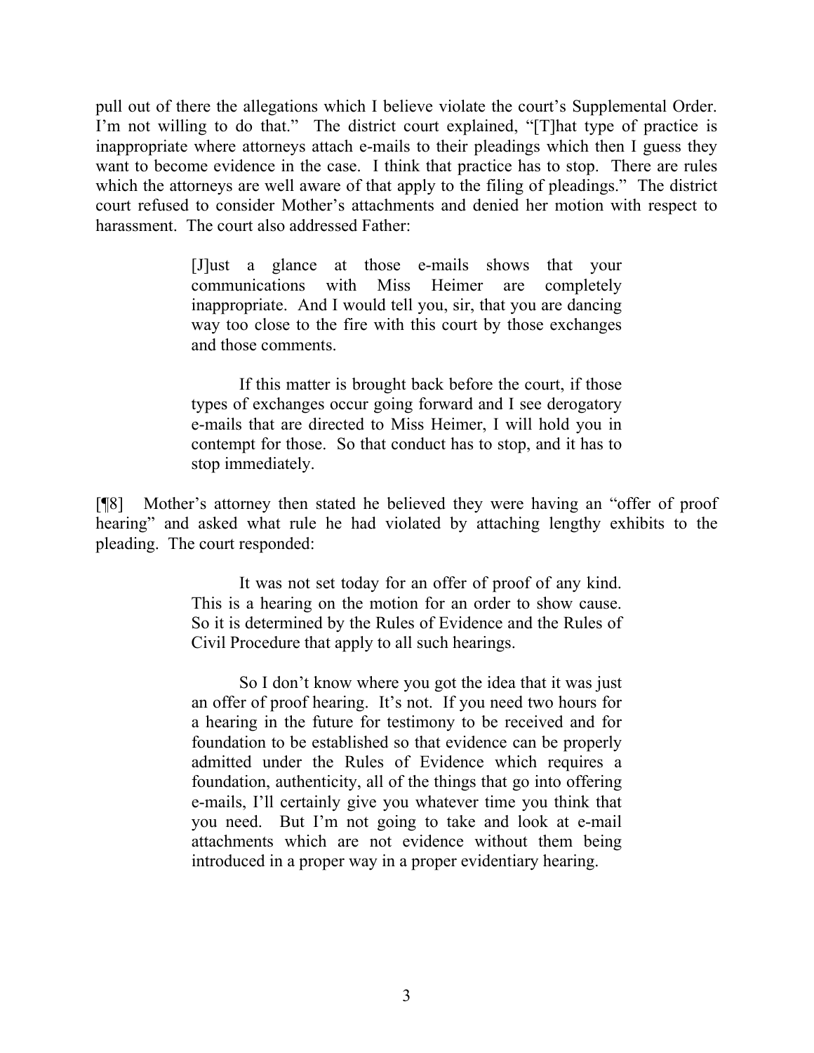pull out of there the allegations which I believe violate the court's Supplemental Order. I'm not willing to do that." The district court explained, "[T]hat type of practice is inappropriate where attorneys attach e-mails to their pleadings which then I guess they want to become evidence in the case. I think that practice has to stop. There are rules which the attorneys are well aware of that apply to the filing of pleadings." The district court refused to consider Mother's attachments and denied her motion with respect to harassment. The court also addressed Father:

> [J]ust a glance at those e-mails shows that your communications with Miss Heimer are completely inappropriate. And I would tell you, sir, that you are dancing way too close to the fire with this court by those exchanges and those comments.
>
> If this matter is brought back before the court, if those types of exchanges occur going forward and I see derogatory e-mails that are directed to Miss Heimer, I will hold you in contempt for those. So that conduct has to stop, and it has to stop immediately.

[¶8] Mother's attorney then stated he believed they were having an "offer of proof hearing" and asked what rule he had violated by attaching lengthy exhibits to the pleading. The court responded:

> It was not set today for an offer of proof of any kind. This is a hearing on the motion for an order to show cause. So it is determined by the Rules of Evidence and the Rules of Civil Procedure that apply to all such hearings.
>
> So I don't know where you got the idea that it was just an offer of proof hearing. It's not. If you need two hours for a hearing in the future for testimony to be received and for foundation to be established so that evidence can be properly admitted under the Rules of Evidence which requires a foundation, authenticity, all of the things that go into offering e-mails, I'll certainly give you whatever time you think that you need. But I'm not going to take and look at e-mail attachments which are not evidence without them being introduced in a proper way in a proper evidentiary hearing.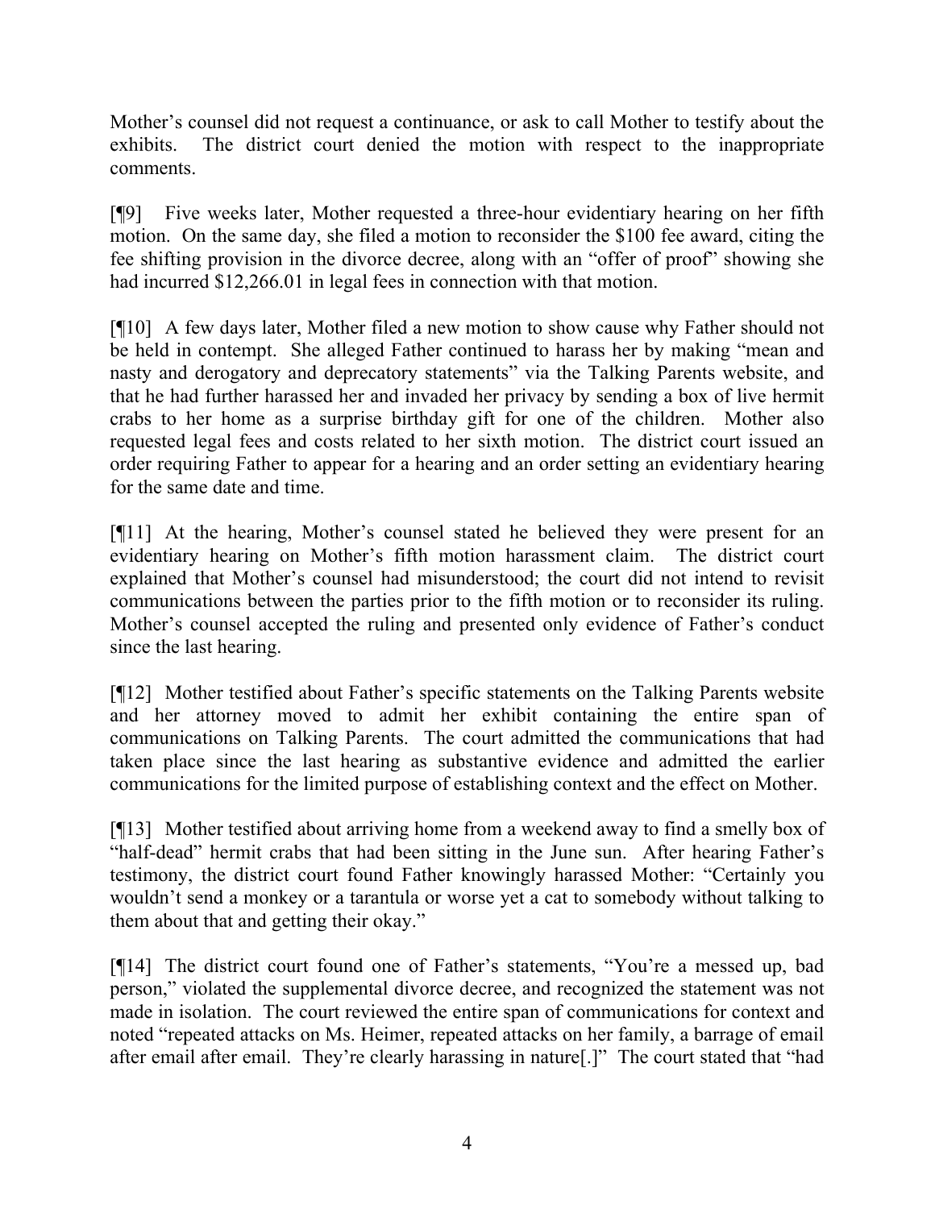Mother's counsel did not request a continuance, or ask to call Mother to testify about the exhibits. The district court denied the motion with respect to the inappropriate comments.

[¶9] Five weeks later, Mother requested a three-hour evidentiary hearing on her fifth motion. On the same day, she filed a motion to reconsider the $100 fee award, citing the fee shifting provision in the divorce decree, along with an "offer of proof" showing she had incurred $12,266.01 in legal fees in connection with that motion.

[¶10] A few days later, Mother filed a new motion to show cause why Father should not be held in contempt. She alleged Father continued to harass her by making "mean and nasty and derogatory and deprecatory statements" via the Talking Parents website, and that he had further harassed her and invaded her privacy by sending a box of live hermit crabs to her home as a surprise birthday gift for one of the children. Mother also requested legal fees and costs related to her sixth motion. The district court issued an order requiring Father to appear for a hearing and an order setting an evidentiary hearing for the same date and time.

[¶11] At the hearing, Mother's counsel stated he believed they were present for an evidentiary hearing on Mother's fifth motion harassment claim. The district court explained that Mother's counsel had misunderstood; the court did not intend to revisit communications between the parties prior to the fifth motion or to reconsider its ruling. Mother's counsel accepted the ruling and presented only evidence of Father's conduct since the last hearing.

[¶12] Mother testified about Father's specific statements on the Talking Parents website and her attorney moved to admit her exhibit containing the entire span of communications on Talking Parents. The court admitted the communications that had taken place since the last hearing as substantive evidence and admitted the earlier communications for the limited purpose of establishing context and the effect on Mother.

[¶13] Mother testified about arriving home from a weekend away to find a smelly box of "half-dead" hermit crabs that had been sitting in the June sun. After hearing Father's testimony, the district court found Father knowingly harassed Mother: "Certainly you wouldn't send a monkey or a tarantula or worse yet a cat to somebody without talking to them about that and getting their okay."

[¶14] The district court found one of Father's statements, "You're a messed up, bad person," violated the supplemental divorce decree, and recognized the statement was not made in isolation. The court reviewed the entire span of communications for context and noted "repeated attacks on Ms. Heimer, repeated attacks on her family, a barrage of email after email after email. They're clearly harassing in nature[.]" The court stated that "had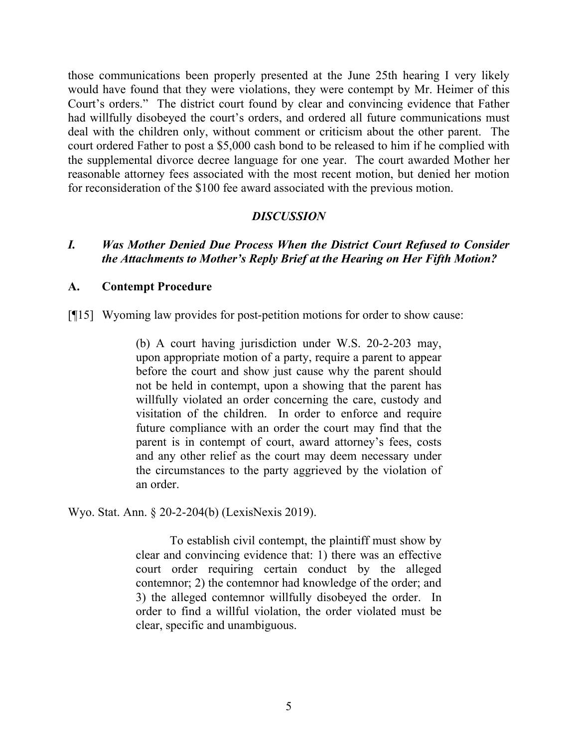those communications been properly presented at the June 25th hearing I very likely would have found that they were violations, they were contempt by Mr. Heimer of this Court's orders." The district court found by clear and convincing evidence that Father had willfully disobeyed the court's orders, and ordered all future communications must deal with the children only, without comment or criticism about the other parent. The court ordered Father to post a $5,000 cash bond to be released to him if he complied with the supplemental divorce decree language for one year. The court awarded Mother her reasonable attorney fees associated with the most recent motion, but denied her motion for reconsideration of the $100 fee award associated with the previous motion.

## *DISCUSSION*

### *I. Was Mother Denied Due Process When the District Court Refused to Consider the Attachments to Mother's Reply Brief at the Hearing on Her Fifth Motion?*

### A. Contempt Procedure

[¶15] Wyoming law provides for post-petition motions for order to show cause:

> (b) A court having jurisdiction under W.S. 20-2-203 may, upon appropriate motion of a party, require a parent to appear before the court and show just cause why the parent should not be held in contempt, upon a showing that the parent has willfully violated an order concerning the care, custody and visitation of the children. In order to enforce and require future compliance with an order the court may find that the parent is in contempt of court, award attorney's fees, costs and any other relief as the court may deem necessary under the circumstances to the party aggrieved by the violation of an order.

Wyo. Stat. Ann. § 20-2-204(b) (LexisNexis 2019).

> To establish civil contempt, the plaintiff must show by clear and convincing evidence that: 1) there was an effective court order requiring certain conduct by the alleged contemnor; 2) the contemnor had knowledge of the order; and 3) the alleged contemnor willfully disobeyed the order. In order to find a willful violation, the order violated must be clear, specific and unambiguous.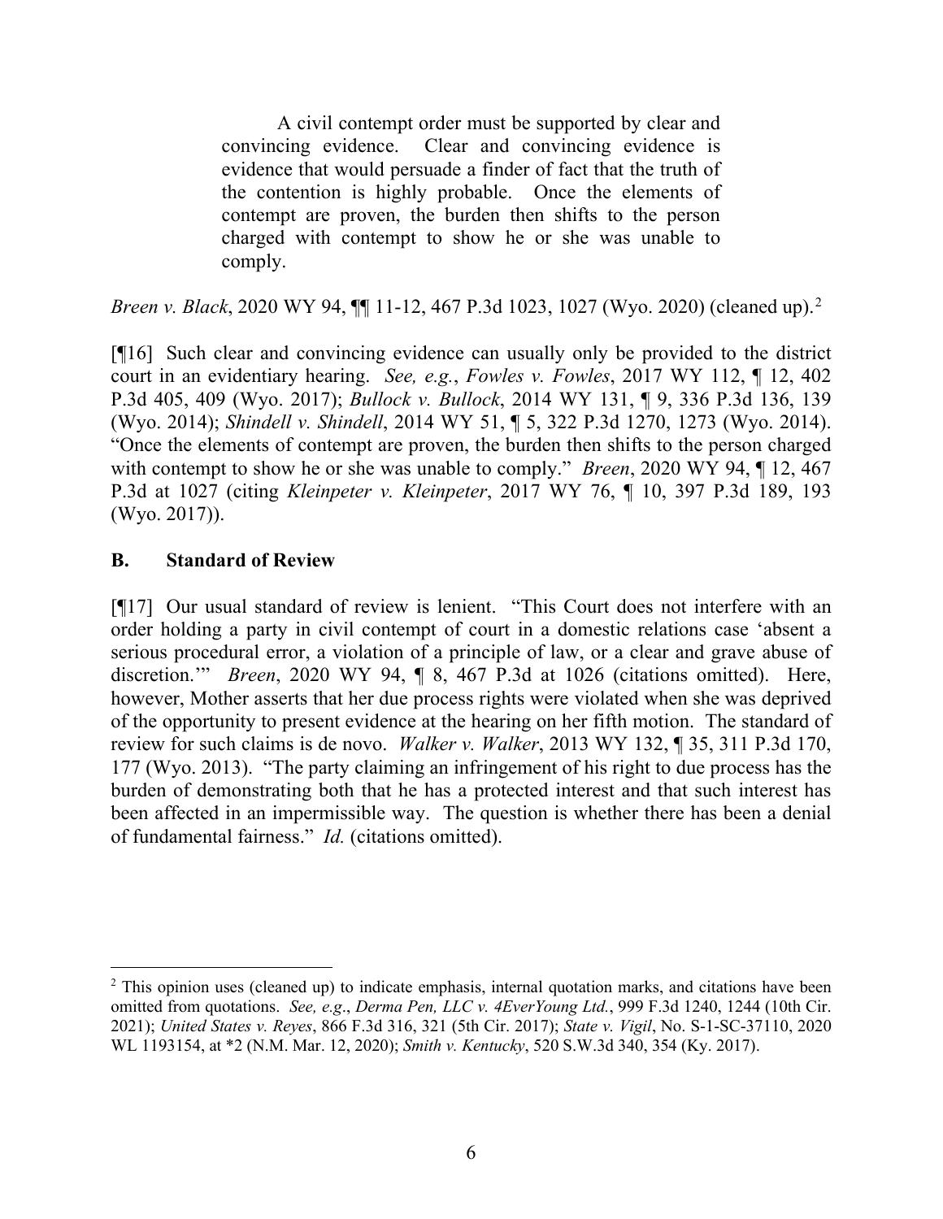> A civil contempt order must be supported by clear and convincing evidence. Clear and convincing evidence is evidence that would persuade a finder of fact that the truth of the contention is highly probable. Once the elements of contempt are proven, the burden then shifts to the person charged with contempt to show he or she was unable to comply.

*Breen v. Black*, 2020 WY 94, ¶¶ 11-12, 467 P.3d 1023, 1027 (Wyo. 2020) (cleaned up).[2]

[¶16] Such clear and convincing evidence can usually only be provided to the district court in an evidentiary hearing. *See, e.g.*, *Fowles v. Fowles*, 2017 WY 112, ¶ 12, 402 P.3d 405, 409 (Wyo. 2017); *Bullock v. Bullock*, 2014 WY 131, ¶ 9, 336 P.3d 136, 139 (Wyo. 2014); *Shindell v. Shindell*, 2014 WY 51, ¶ 5, 322 P.3d 1270, 1273 (Wyo. 2014). "Once the elements of contempt are proven, the burden then shifts to the person charged with contempt to show he or she was unable to comply." *Breen*, 2020 WY 94, ¶ 12, 467 P.3d at 1027 (citing *Kleinpeter v. Kleinpeter*, 2017 WY 76, ¶ 10, 397 P.3d 189, 193 (Wyo. 2017)).

## B. Standard of Review

[¶17] Our usual standard of review is lenient. "This Court does not interfere with an order holding a party in civil contempt of court in a domestic relations case 'absent a serious procedural error, a violation of a principle of law, or a clear and grave abuse of discretion.'" *Breen*, 2020 WY 94, ¶ 8, 467 P.3d at 1026 (citations omitted). Here, however, Mother asserts that her due process rights were violated when she was deprived of the opportunity to present evidence at the hearing on her fifth motion. The standard of review for such claims is de novo. *Walker v. Walker*, 2013 WY 132, ¶ 35, 311 P.3d 170, 177 (Wyo. 2013). "The party claiming an infringement of his right to due process has the burden of demonstrating both that he has a protected interest and that such interest has been affected in an impermissible way. The question is whether there has been a denial of fundamental fairness." *Id.* (citations omitted).

---

[2] This opinion uses (cleaned up) to indicate emphasis, internal quotation marks, and citations have been omitted from quotations. *See, e.g*., *Derma Pen, LLC v. 4EverYoung Ltd.*, 999 F.3d 1240, 1244 (10th Cir. 2021); *United States v. Reyes*, 866 F.3d 316, 321 (5th Cir. 2017); *State v. Vigil*, No. S-1-SC-37110, 2020 WL 1193154, at *2 (N.M. Mar. 12, 2020); *Smith v. Kentucky*, 520 S.W.3d 340, 354 (Ky. 2017).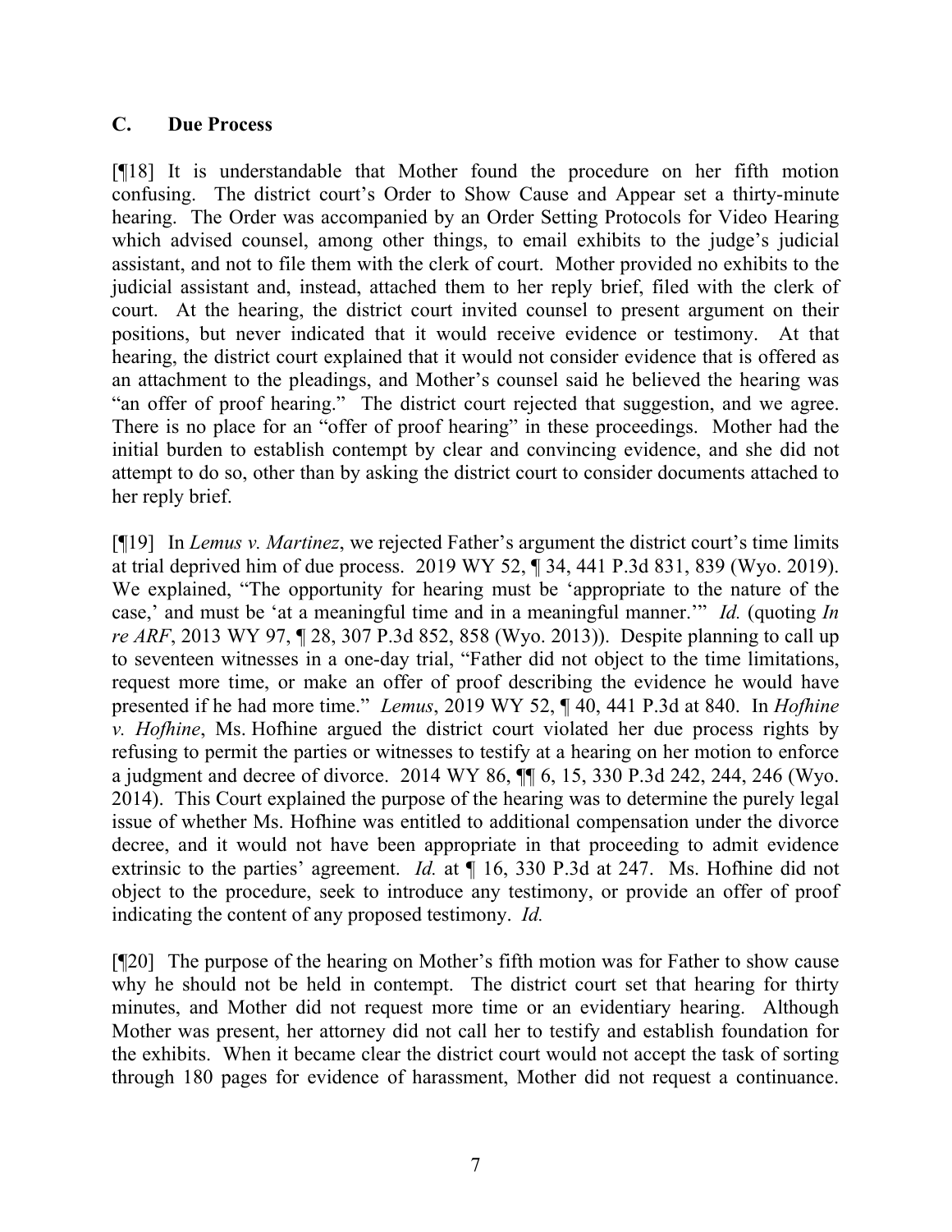### C. Due Process

[¶18] It is understandable that Mother found the procedure on her fifth motion confusing. The district court's Order to Show Cause and Appear set a thirty-minute hearing. The Order was accompanied by an Order Setting Protocols for Video Hearing which advised counsel, among other things, to email exhibits to the judge's judicial assistant, and not to file them with the clerk of court. Mother provided no exhibits to the judicial assistant and, instead, attached them to her reply brief, filed with the clerk of court. At the hearing, the district court invited counsel to present argument on their positions, but never indicated that it would receive evidence or testimony. At that hearing, the district court explained that it would not consider evidence that is offered as an attachment to the pleadings, and Mother's counsel said he believed the hearing was "an offer of proof hearing." The district court rejected that suggestion, and we agree. There is no place for an "offer of proof hearing" in these proceedings. Mother had the initial burden to establish contempt by clear and convincing evidence, and she did not attempt to do so, other than by asking the district court to consider documents attached to her reply brief.

[¶19] In *Lemus v. Martinez*, we rejected Father's argument the district court's time limits at trial deprived him of due process. 2019 WY 52, ¶ 34, 441 P.3d 831, 839 (Wyo. 2019). We explained, "The opportunity for hearing must be 'appropriate to the nature of the case,' and must be 'at a meaningful time and in a meaningful manner.'" *Id.* (quoting *In re ARF*, 2013 WY 97, ¶ 28, 307 P.3d 852, 858 (Wyo. 2013)). Despite planning to call up to seventeen witnesses in a one-day trial, "Father did not object to the time limitations, request more time, or make an offer of proof describing the evidence he would have presented if he had more time." *Lemus*, 2019 WY 52, ¶ 40, 441 P.3d at 840. In *Hofhine v. Hofhine*, Ms. Hofhine argued the district court violated her due process rights by refusing to permit the parties or witnesses to testify at a hearing on her motion to enforce a judgment and decree of divorce. 2014 WY 86, ¶¶ 6, 15, 330 P.3d 242, 244, 246 (Wyo. 2014). This Court explained the purpose of the hearing was to determine the purely legal issue of whether Ms. Hofhine was entitled to additional compensation under the divorce decree, and it would not have been appropriate in that proceeding to admit evidence extrinsic to the parties' agreement. *Id.* at ¶ 16, 330 P.3d at 247. Ms. Hofhine did not object to the procedure, seek to introduce any testimony, or provide an offer of proof indicating the content of any proposed testimony. *Id.*

[¶20] The purpose of the hearing on Mother's fifth motion was for Father to show cause why he should not be held in contempt. The district court set that hearing for thirty minutes, and Mother did not request more time or an evidentiary hearing. Although Mother was present, her attorney did not call her to testify and establish foundation for the exhibits. When it became clear the district court would not accept the task of sorting through 180 pages for evidence of harassment, Mother did not request a continuance.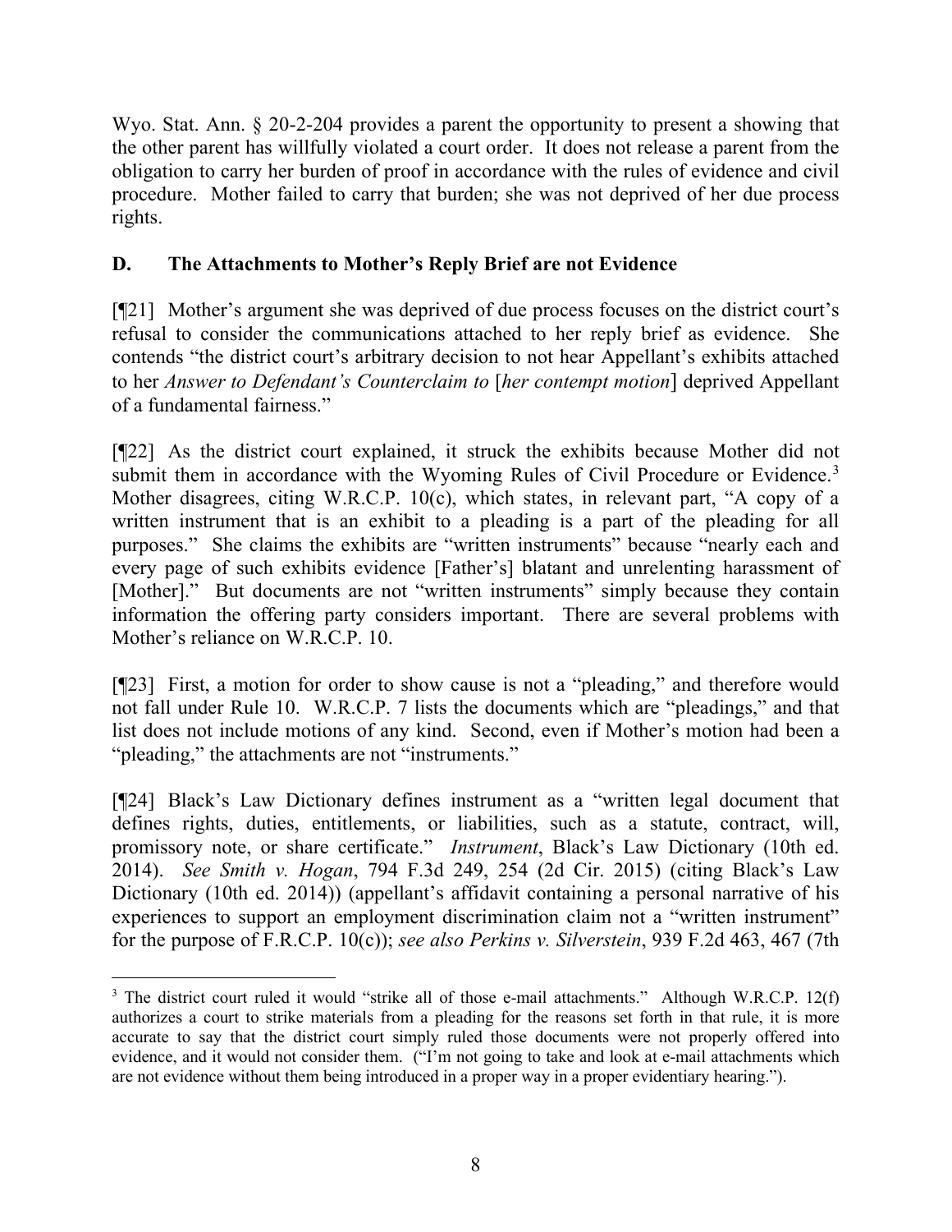Wyo. Stat. Ann. § 20-2-204 provides a parent the opportunity to present a showing that the other parent has willfully violated a court order. It does not release a parent from the obligation to carry her burden of proof in accordance with the rules of evidence and civil procedure. Mother failed to carry that burden; she was not deprived of her due process rights.

## D. The Attachments to Mother's Reply Brief are not Evidence

[¶21] Mother's argument she was deprived of due process focuses on the district court's refusal to consider the communications attached to her reply brief as evidence. She contends "the district court's arbitrary decision to not hear Appellant's exhibits attached to her *Answer to Defendant's Counterclaim to* [*her contempt motion*] deprived Appellant of a fundamental fairness."

[¶22] As the district court explained, it struck the exhibits because Mother did not submit them in accordance with the Wyoming Rules of Civil Procedure or Evidence.[3] Mother disagrees, citing W.R.C.P. 10(c), which states, in relevant part, "A copy of a written instrument that is an exhibit to a pleading is a part of the pleading for all purposes." She claims the exhibits are "written instruments" because "nearly each and every page of such exhibits evidence [Father's] blatant and unrelenting harassment of [Mother]." But documents are not "written instruments" simply because they contain information the offering party considers important. There are several problems with Mother's reliance on W.R.C.P. 10.

[¶23] First, a motion for order to show cause is not a "pleading," and therefore would not fall under Rule 10. W.R.C.P. 7 lists the documents which are "pleadings," and that list does not include motions of any kind. Second, even if Mother's motion had been a "pleading," the attachments are not "instruments."

[¶24] Black's Law Dictionary defines instrument as a "written legal document that defines rights, duties, entitlements, or liabilities, such as a statute, contract, will, promissory note, or share certificate." *Instrument*, Black's Law Dictionary (10th ed. 2014). *See Smith v. Hogan*, 794 F.3d 249, 254 (2d Cir. 2015) (citing Black's Law Dictionary (10th ed. 2014)) (appellant's affidavit containing a personal narrative of his experiences to support an employment discrimination claim not a "written instrument" for the purpose of F.R.C.P. 10(c)); *see also Perkins v. Silverstein*, 939 F.2d 463, 467 (7th

---

[3] The district court ruled it would "strike all of those e-mail attachments." Although W.R.C.P. 12(f) authorizes a court to strike materials from a pleading for the reasons set forth in that rule, it is more accurate to say that the district court simply ruled those documents were not properly offered into evidence, and it would not consider them. ("I'm not going to take and look at e-mail attachments which are not evidence without them being introduced in a proper way in a proper evidentiary hearing.").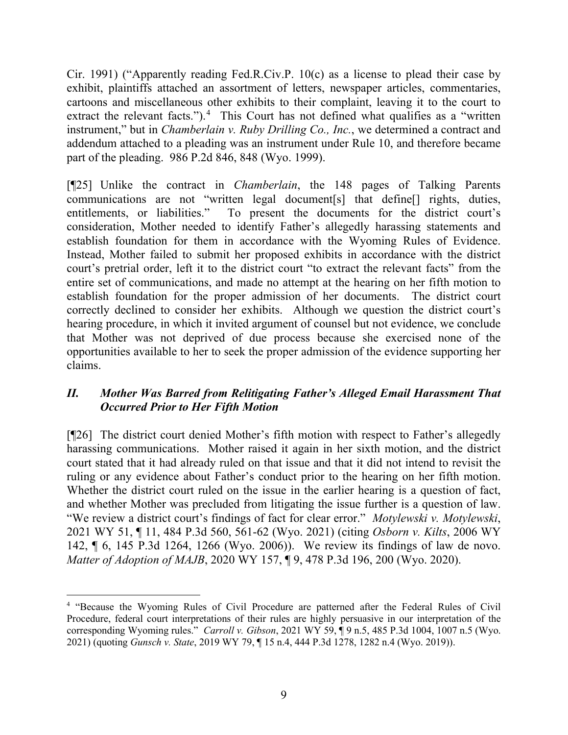Cir. 1991) ("Apparently reading Fed.R.Civ.P. 10(c) as a license to plead their case by exhibit, plaintiffs attached an assortment of letters, newspaper articles, commentaries, cartoons and miscellaneous other exhibits to their complaint, leaving it to the court to extract the relevant facts.").[4] This Court has not defined what qualifies as a "written instrument," but in *Chamberlain v. Ruby Drilling Co., Inc.*, we determined a contract and addendum attached to a pleading was an instrument under Rule 10, and therefore became part of the pleading. 986 P.2d 846, 848 (Wyo. 1999).

[¶25] Unlike the contract in *Chamberlain*, the 148 pages of Talking Parents communications are not "written legal document[s] that define[] rights, duties, entitlements, or liabilities." To present the documents for the district court's consideration, Mother needed to identify Father's allegedly harassing statements and establish foundation for them in accordance with the Wyoming Rules of Evidence. Instead, Mother failed to submit her proposed exhibits in accordance with the district court's pretrial order, left it to the district court "to extract the relevant facts" from the entire set of communications, and made no attempt at the hearing on her fifth motion to establish foundation for the proper admission of her documents. The district court correctly declined to consider her exhibits. Although we question the district court's hearing procedure, in which it invited argument of counsel but not evidence, we conclude that Mother was not deprived of due process because she exercised none of the opportunities available to her to seek the proper admission of the evidence supporting her claims.

## *II. Mother Was Barred from Relitigating Father's Alleged Email Harassment That Occurred Prior to Her Fifth Motion*

[¶26] The district court denied Mother's fifth motion with respect to Father's allegedly harassing communications. Mother raised it again in her sixth motion, and the district court stated that it had already ruled on that issue and that it did not intend to revisit the ruling or any evidence about Father's conduct prior to the hearing on her fifth motion. Whether the district court ruled on the issue in the earlier hearing is a question of fact, and whether Mother was precluded from litigating the issue further is a question of law. "We review a district court's findings of fact for clear error." *Motylewski v. Motylewski*, 2021 WY 51, ¶ 11, 484 P.3d 560, 561-62 (Wyo. 2021) (citing *Osborn v. Kilts*, 2006 WY 142, ¶ 6, 145 P.3d 1264, 1266 (Wyo. 2006)). We review its findings of law de novo. *Matter of Adoption of MAJB*, 2020 WY 157, ¶ 9, 478 P.3d 196, 200 (Wyo. 2020).

---

[4] "Because the Wyoming Rules of Civil Procedure are patterned after the Federal Rules of Civil Procedure, federal court interpretations of their rules are highly persuasive in our interpretation of the corresponding Wyoming rules." *Carroll v. Gibson*, 2021 WY 59, ¶ 9 n.5, 485 P.3d 1004, 1007 n.5 (Wyo. 2021) (quoting *Gunsch v. State*, 2019 WY 79, ¶ 15 n.4, 444 P.3d 1278, 1282 n.4 (Wyo. 2019)).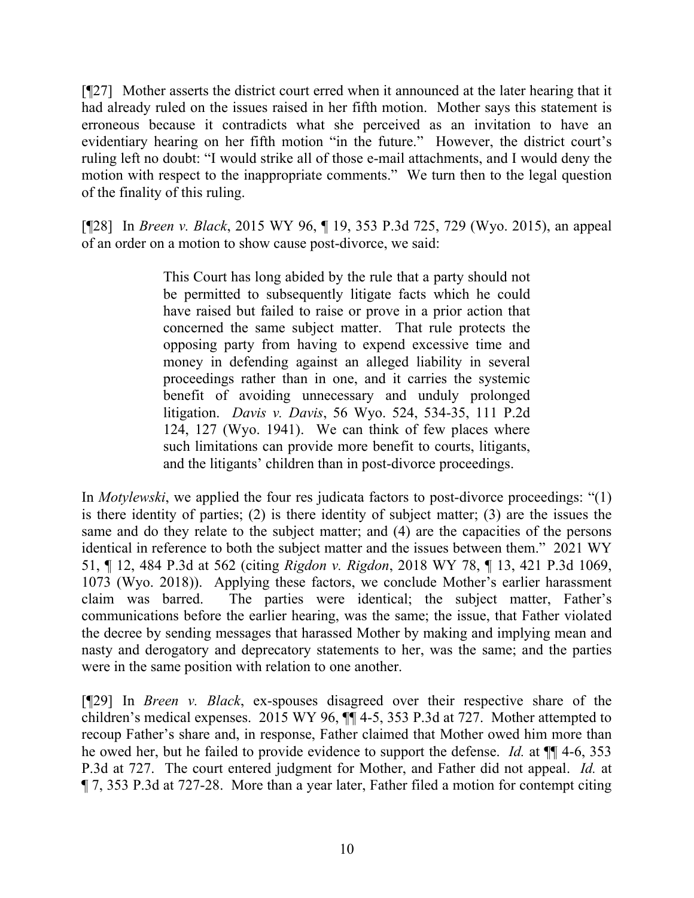[¶27] Mother asserts the district court erred when it announced at the later hearing that it had already ruled on the issues raised in her fifth motion. Mother says this statement is erroneous because it contradicts what she perceived as an invitation to have an evidentiary hearing on her fifth motion "in the future." However, the district court's ruling left no doubt: "I would strike all of those e-mail attachments, and I would deny the motion with respect to the inappropriate comments." We turn then to the legal question of the finality of this ruling.

[¶28] In *Breen v. Black*, 2015 WY 96, ¶ 19, 353 P.3d 725, 729 (Wyo. 2015), an appeal of an order on a motion to show cause post-divorce, we said:

> This Court has long abided by the rule that a party should not be permitted to subsequently litigate facts which he could have raised but failed to raise or prove in a prior action that concerned the same subject matter. That rule protects the opposing party from having to expend excessive time and money in defending against an alleged liability in several proceedings rather than in one, and it carries the systemic benefit of avoiding unnecessary and unduly prolonged litigation. *Davis v. Davis*, 56 Wyo. 524, 534-35, 111 P.2d 124, 127 (Wyo. 1941). We can think of few places where such limitations can provide more benefit to courts, litigants, and the litigants' children than in post-divorce proceedings.

In *Motylewski*, we applied the four res judicata factors to post-divorce proceedings: "(1) is there identity of parties; (2) is there identity of subject matter; (3) are the issues the same and do they relate to the subject matter; and (4) are the capacities of the persons identical in reference to both the subject matter and the issues between them." 2021 WY 51, ¶ 12, 484 P.3d at 562 (citing *Rigdon v. Rigdon*, 2018 WY 78, ¶ 13, 421 P.3d 1069, 1073 (Wyo. 2018)). Applying these factors, we conclude Mother's earlier harassment claim was barred. The parties were identical; the subject matter, Father's communications before the earlier hearing, was the same; the issue, that Father violated the decree by sending messages that harassed Mother by making and implying mean and nasty and derogatory and deprecatory statements to her, was the same; and the parties were in the same position with relation to one another.

[¶29] In *Breen v. Black*, ex-spouses disagreed over their respective share of the children's medical expenses. 2015 WY 96, ¶¶ 4-5, 353 P.3d at 727. Mother attempted to recoup Father's share and, in response, Father claimed that Mother owed him more than he owed her, but he failed to provide evidence to support the defense. *Id.* at ¶¶ 4-6, 353 P.3d at 727. The court entered judgment for Mother, and Father did not appeal. *Id.* at ¶ 7, 353 P.3d at 727-28. More than a year later, Father filed a motion for contempt citing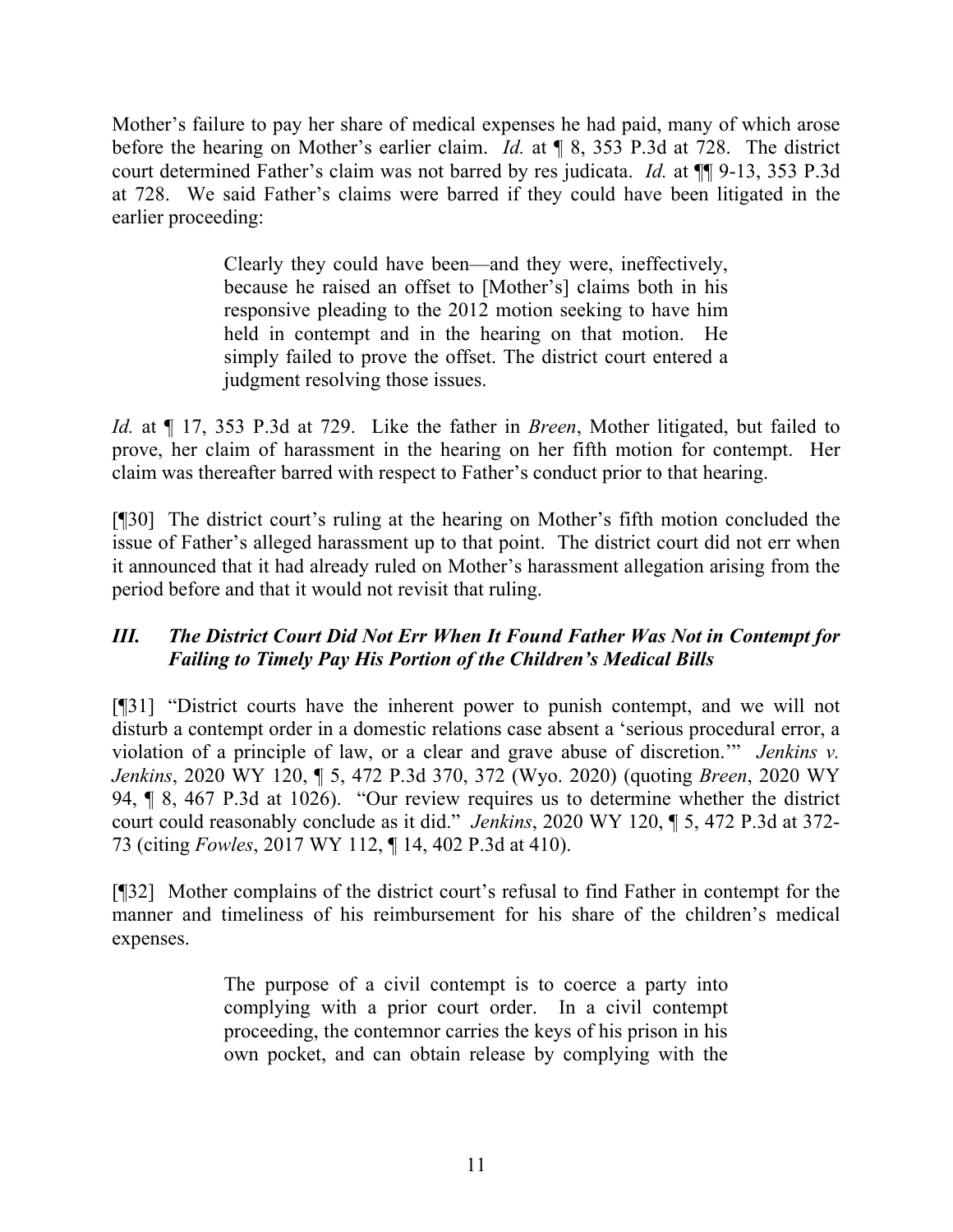Mother's failure to pay her share of medical expenses he had paid, many of which arose before the hearing on Mother's earlier claim. *Id.* at ¶ 8, 353 P.3d at 728. The district court determined Father's claim was not barred by res judicata. *Id.* at ¶¶ 9-13, 353 P.3d at 728. We said Father's claims were barred if they could have been litigated in the earlier proceeding:

> Clearly they could have been—and they were, ineffectively, because he raised an offset to [Mother's] claims both in his responsive pleading to the 2012 motion seeking to have him held in contempt and in the hearing on that motion. He simply failed to prove the offset. The district court entered a judgment resolving those issues.

*Id.* at ¶ 17, 353 P.3d at 729. Like the father in *Breen*, Mother litigated, but failed to prove, her claim of harassment in the hearing on her fifth motion for contempt. Her claim was thereafter barred with respect to Father's conduct prior to that hearing.

[¶30] The district court's ruling at the hearing on Mother's fifth motion concluded the issue of Father's alleged harassment up to that point. The district court did not err when it announced that it had already ruled on Mother's harassment allegation arising from the period before and that it would not revisit that ruling.

### *III. The District Court Did Not Err When It Found Father Was Not in Contempt for Failing to Timely Pay His Portion of the Children's Medical Bills*

[¶31] "District courts have the inherent power to punish contempt, and we will not disturb a contempt order in a domestic relations case absent a 'serious procedural error, a violation of a principle of law, or a clear and grave abuse of discretion.'" *Jenkins v. Jenkins*, 2020 WY 120, ¶ 5, 472 P.3d 370, 372 (Wyo. 2020) (quoting *Breen*, 2020 WY 94, ¶ 8, 467 P.3d at 1026). "Our review requires us to determine whether the district court could reasonably conclude as it did." *Jenkins*, 2020 WY 120, ¶ 5, 472 P.3d at 372-73 (citing *Fowles*, 2017 WY 112, ¶ 14, 402 P.3d at 410).

[¶32] Mother complains of the district court's refusal to find Father in contempt for the manner and timeliness of his reimbursement for his share of the children's medical expenses.

> The purpose of a civil contempt is to coerce a party into complying with a prior court order. In a civil contempt proceeding, the contemnor carries the keys of his prison in his own pocket, and can obtain release by complying with the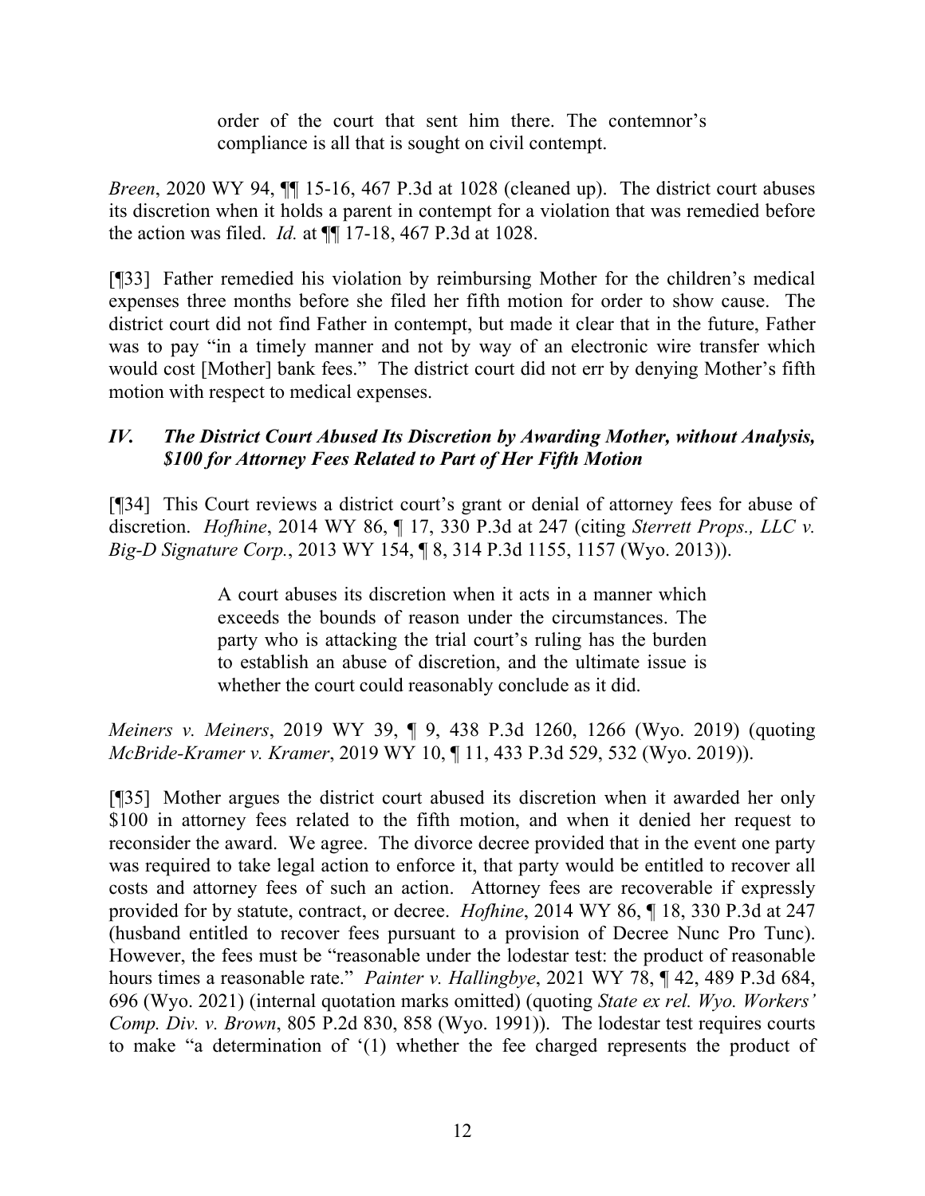> order of the court that sent him there. The contemnor's compliance is all that is sought on civil contempt.

*Breen*, 2020 WY 94, ¶¶ 15-16, 467 P.3d at 1028 (cleaned up). The district court abuses its discretion when it holds a parent in contempt for a violation that was remedied before the action was filed. *Id.* at ¶¶ 17-18, 467 P.3d at 1028.

[¶33] Father remedied his violation by reimbursing Mother for the children's medical expenses three months before she filed her fifth motion for order to show cause. The district court did not find Father in contempt, but made it clear that in the future, Father was to pay "in a timely manner and not by way of an electronic wire transfer which would cost [Mother] bank fees." The district court did not err by denying Mother's fifth motion with respect to medical expenses.

### *IV. The District Court Abused Its Discretion by Awarding Mother, without Analysis, $100 for Attorney Fees Related to Part of Her Fifth Motion*

[¶34] This Court reviews a district court's grant or denial of attorney fees for abuse of discretion. *Hofhine*, 2014 WY 86, ¶ 17, 330 P.3d at 247 (citing *Sterrett Props., LLC v. Big-D Signature Corp.*, 2013 WY 154, ¶ 8, 314 P.3d 1155, 1157 (Wyo. 2013)).

> A court abuses its discretion when it acts in a manner which exceeds the bounds of reason under the circumstances. The party who is attacking the trial court's ruling has the burden to establish an abuse of discretion, and the ultimate issue is whether the court could reasonably conclude as it did.

*Meiners v. Meiners*, 2019 WY 39, ¶ 9, 438 P.3d 1260, 1266 (Wyo. 2019) (quoting *McBride-Kramer v. Kramer*, 2019 WY 10, ¶ 11, 433 P.3d 529, 532 (Wyo. 2019)).

[¶35] Mother argues the district court abused its discretion when it awarded her only $100 in attorney fees related to the fifth motion, and when it denied her request to reconsider the award. We agree. The divorce decree provided that in the event one party was required to take legal action to enforce it, that party would be entitled to recover all costs and attorney fees of such an action. Attorney fees are recoverable if expressly provided for by statute, contract, or decree. *Hofhine*, 2014 WY 86, ¶ 18, 330 P.3d at 247 (husband entitled to recover fees pursuant to a provision of Decree Nunc Pro Tunc). However, the fees must be "reasonable under the lodestar test: the product of reasonable hours times a reasonable rate." *Painter v. Hallingbye*, 2021 WY 78, ¶ 42, 489 P.3d 684, 696 (Wyo. 2021) (internal quotation marks omitted) (quoting *State ex rel. Wyo. Workers' Comp. Div. v. Brown*, 805 P.2d 830, 858 (Wyo. 1991)). The lodestar test requires courts to make "a determination of '(1) whether the fee charged represents the product of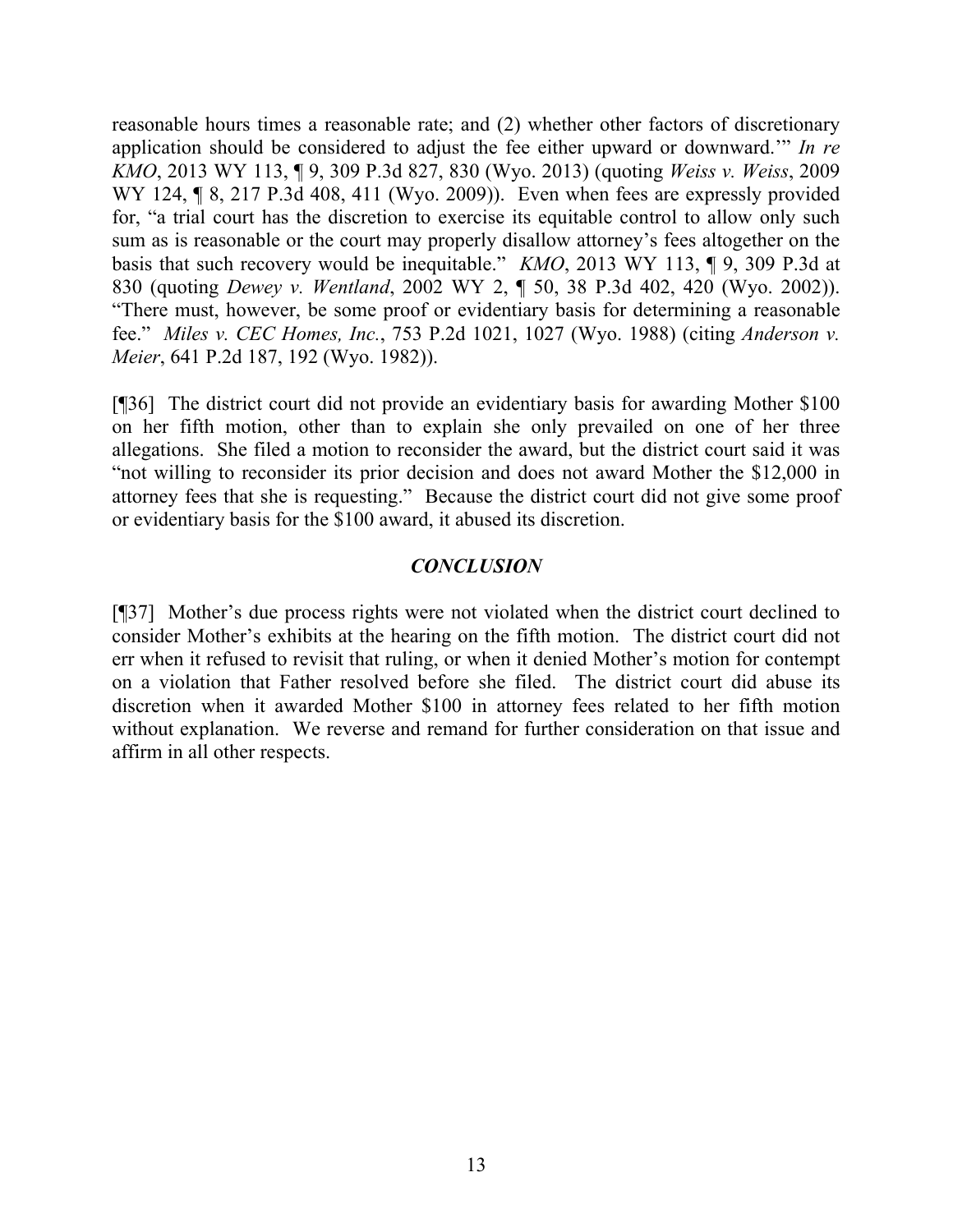reasonable hours times a reasonable rate; and (2) whether other factors of discretionary application should be considered to adjust the fee either upward or downward.'" *In re KMO*, 2013 WY 113, ¶ 9, 309 P.3d 827, 830 (Wyo. 2013) (quoting *Weiss v. Weiss*, 2009 WY 124, ¶ 8, 217 P.3d 408, 411 (Wyo. 2009)). Even when fees are expressly provided for, "a trial court has the discretion to exercise its equitable control to allow only such sum as is reasonable or the court may properly disallow attorney's fees altogether on the basis that such recovery would be inequitable." *KMO*, 2013 WY 113, ¶ 9, 309 P.3d at 830 (quoting *Dewey v. Wentland*, 2002 WY 2, ¶ 50, 38 P.3d 402, 420 (Wyo. 2002)). "There must, however, be some proof or evidentiary basis for determining a reasonable fee." *Miles v. CEC Homes, Inc.*, 753 P.2d 1021, 1027 (Wyo. 1988) (citing *Anderson v. Meier*, 641 P.2d 187, 192 (Wyo. 1982)).

[¶36] The district court did not provide an evidentiary basis for awarding Mother $100 on her fifth motion, other than to explain she only prevailed on one of her three allegations. She filed a motion to reconsider the award, but the district court said it was "not willing to reconsider its prior decision and does not award Mother the $12,000 in attorney fees that she is requesting." Because the district court did not give some proof or evidentiary basis for the $100 award, it abused its discretion.

## *CONCLUSION*

[¶37] Mother's due process rights were not violated when the district court declined to consider Mother's exhibits at the hearing on the fifth motion. The district court did not err when it refused to revisit that ruling, or when it denied Mother's motion for contempt on a violation that Father resolved before she filed. The district court did abuse its discretion when it awarded Mother $100 in attorney fees related to her fifth motion without explanation. We reverse and remand for further consideration on that issue and affirm in all other respects.